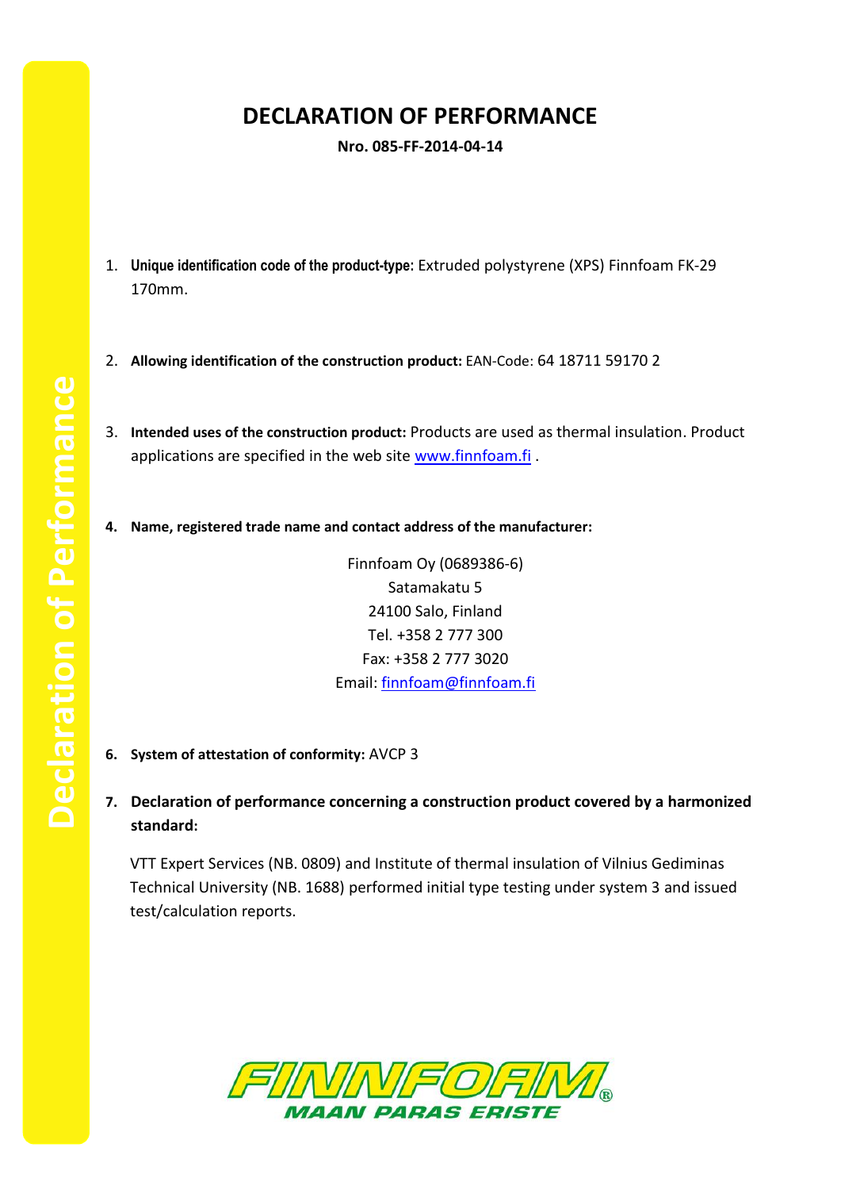# DECLARATION OF PERFORMANCE

**Nro. 085-FF-2014-04-14**

1. **Unique identification code of the product-type:** Extruded polystyrene (XPS) Finnfoam FK-29 170mm.

2. **Allowing identification of the construction product:** EAN-Code: 64 18711 59170 2

3. **Intended uses of the construction product:** Products are used as thermal insulation. Product applications are specified in the web site www.finnfoam.fi .

4. **Name, registered trade name and contact address of the manufacturer:**

Finnfoam Oy (0689386-6)
Satamakatu 5
24100 Salo, Finland
Tel. +358 2 777 300
Fax: +358 2 777 3020
Email: finnfoam@finnfoam.fi

6. **System of attestation of conformity:** AVCP 3

7. **Declaration of performance concerning a construction product covered by a harmonized standard:**

VTT Expert Services (NB. 0809) and Institute of thermal insulation of Vilnius Gediminas Technical University (NB. 1688) performed initial type testing under system 3 and issued test/calculation reports.

FINNFOAM®
MAAN PARAS ERISTE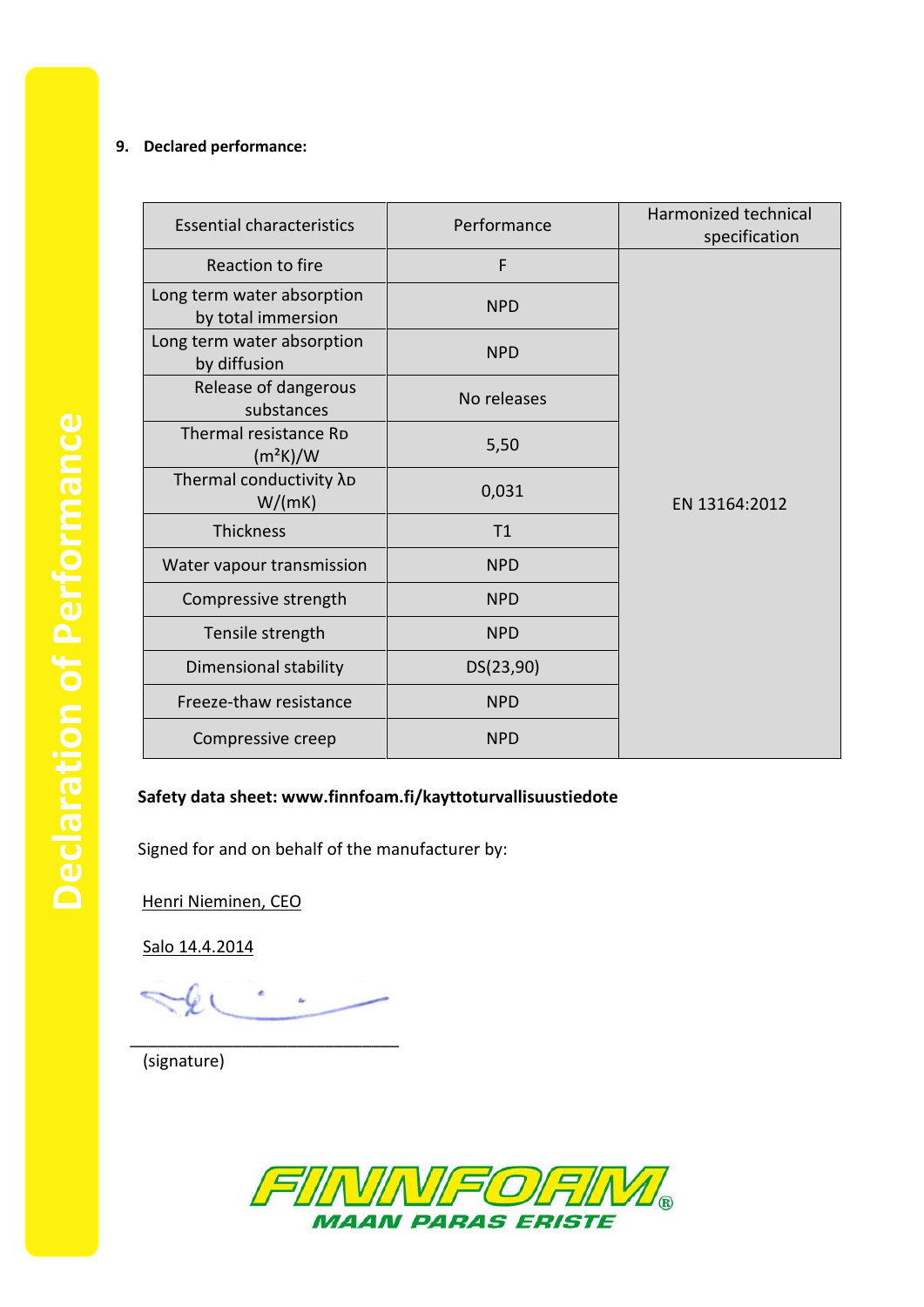9. **Declared performance:**

| Essential characteristics | Performance | Harmonized technical specification |
|---|---|---|
| Reaction to fire | F | EN 13164:2012 |
| Long term water absorption by total immersion | NPD | |
| Long term water absorption by diffusion | NPD | |
| Release of dangerous substances | No releases | |
| Thermal resistance $R_D$ $(m^2K)/W$ | 5,50 | |
| Thermal conductivity $\lambda_D$ W/(mK) | 0,031 | |
| Thickness | T1 | |
| Water vapour transmission | NPD | |
| Compressive strength | NPD | |
| Tensile strength | NPD | |
| Dimensional stability | DS(23,90) | |
| Freeze-thaw resistance | NPD | |
| Compressive creep | NPD | |

**Safety data sheet: www.finnfoam.fi/kayttoturvallisuustiedote**

Signed for and on behalf of the manufacturer by:

Henri Nieminen, CEO

Salo 14.4.2014

______________________________
(signature)

FINNFOAM®
MAAN PARAS ERISTE

Declaration of Performance